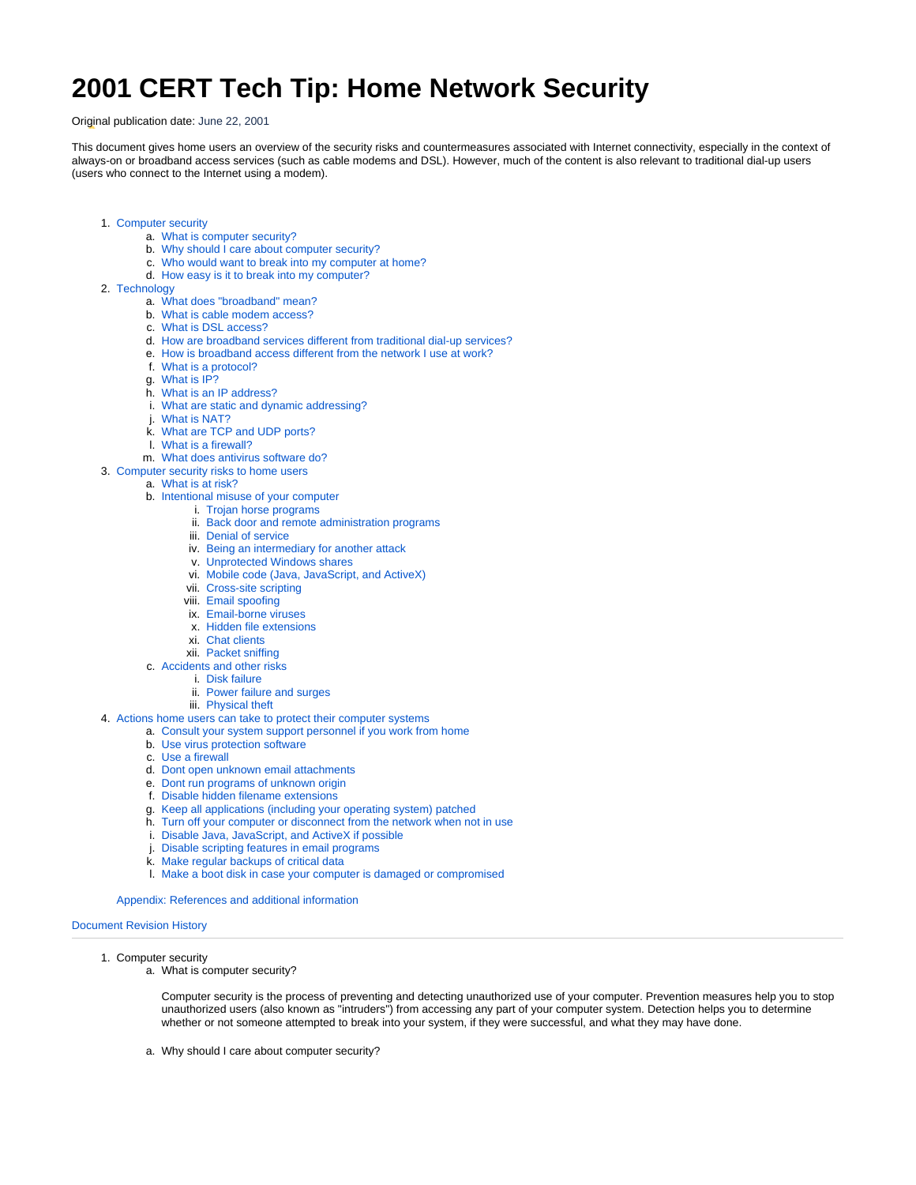# 2001 CERT Tech Tip: Home Network Security

Original publication date: June 22, 2001

This document gives home users an overview of the security risks and countermeasures associated with Internet connectivity, especially in the context of always-on or broadband access services (such as cable modems and DSL). However, much of the content is also relevant to traditional dial-up users (users who connect to the Internet using a modem).

1. Computer security
   a. What is computer security?
   b. Why should I care about computer security?
   c. Who would want to break into my computer at home?
   d. How easy is it to break into my computer?
2. Technology
   a. What does "broadband" mean?
   b. What is cable modem access?
   c. What is DSL access?
   d. How are broadband services different from traditional dial-up services?
   e. How is broadband access different from the network I use at work?
   f. What is a protocol?
   g. What is IP?
   h. What is an IP address?
   i. What are static and dynamic addressing?
   j. What is NAT?
   k. What are TCP and UDP ports?
   l. What is a firewall?
   m. What does antivirus software do?
3. Computer security risks to home users
   a. What is at risk?
   b. Intentional misuse of your computer
      i. Trojan horse programs
      ii. Back door and remote administration programs
      iii. Denial of service
      iv. Being an intermediary for another attack
      v. Unprotected Windows shares
      vi. Mobile code (Java, JavaScript, and ActiveX)
      vii. Cross-site scripting
      viii. Email spoofing
      ix. Email-borne viruses
      x. Hidden file extensions
      xi. Chat clients
      xii. Packet sniffing
   c. Accidents and other risks
      i. Disk failure
      ii. Power failure and surges
      iii. Physical theft
4. Actions home users can take to protect their computer systems
   a. Consult your system support personnel if you work from home
   b. Use virus protection software
   c. Use a firewall
   d. Dont open unknown email attachments
   e. Dont run programs of unknown origin
   f. Disable hidden filename extensions
   g. Keep all applications (including your operating system) patched
   h. Turn off your computer or disconnect from the network when not in use
   i. Disable Java, JavaScript, and ActiveX if possible
   j. Disable scripting features in email programs
   k. Make regular backups of critical data
   l. Make a boot disk in case your computer is damaged or compromised

   Appendix: References and additional information

Document Revision History

---

1. Computer security
   a. What is computer security?

      Computer security is the process of preventing and detecting unauthorized use of your computer. Prevention measures help you to stop unauthorized users (also known as "intruders") from accessing any part of your computer system. Detection helps you to determine whether or not someone attempted to break into your system, if they were successful, and what they may have done.

   a. Why should I care about computer security?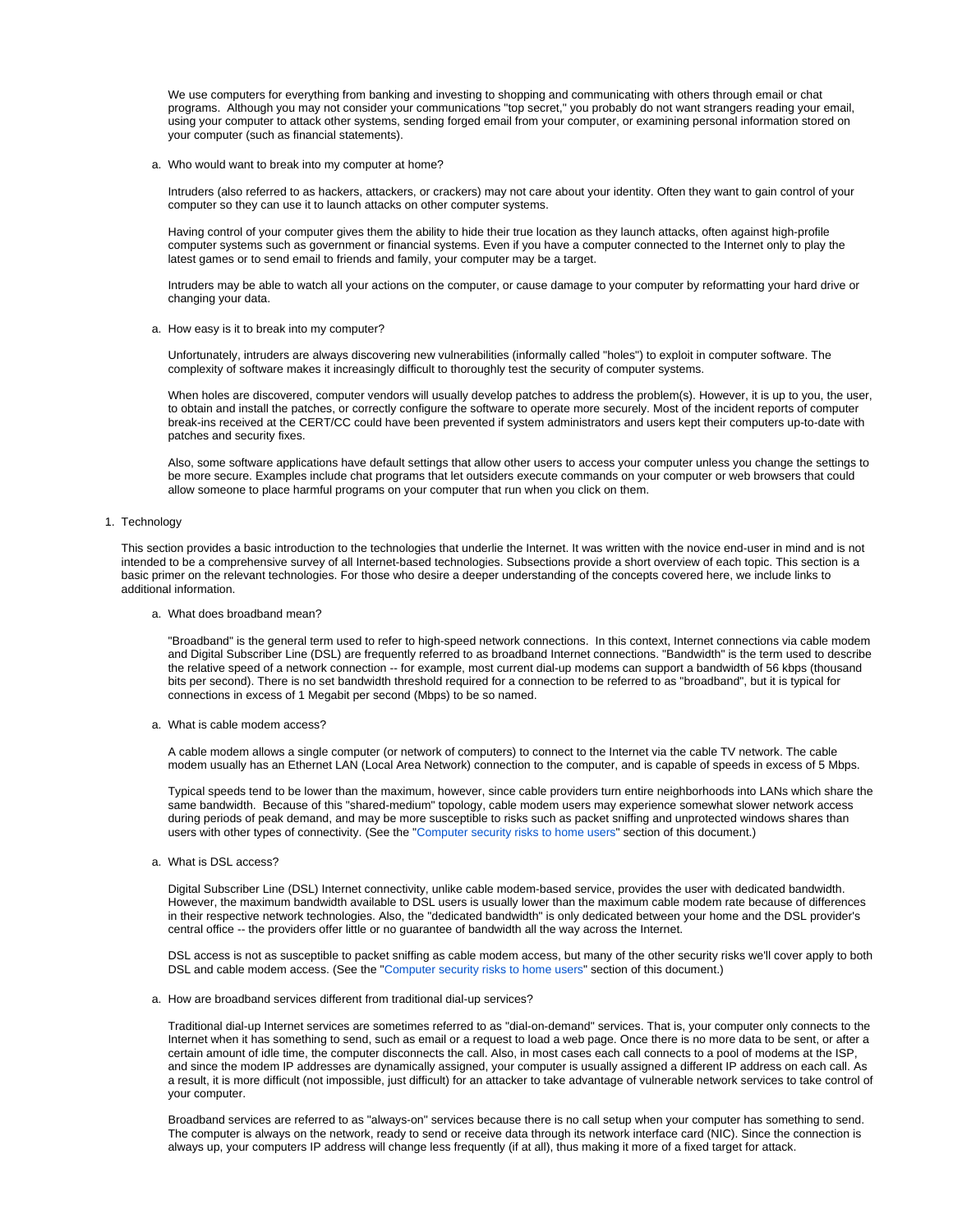We use computers for everything from banking and investing to shopping and communicating with others through email or chat programs. Although you may not consider your communications "top secret," you probably do not want strangers reading your email, using your computer to attack other systems, sending forged email from your computer, or examining personal information stored on your computer (such as financial statements).

a. Who would want to break into my computer at home?

   Intruders (also referred to as hackers, attackers, or crackers) may not care about your identity. Often they want to gain control of your computer so they can use it to launch attacks on other computer systems.

   Having control of your computer gives them the ability to hide their true location as they launch attacks, often against high-profile computer systems such as government or financial systems. Even if you have a computer connected to the Internet only to play the latest games or to send email to friends and family, your computer may be a target.

   Intruders may be able to watch all your actions on the computer, or cause damage to your computer by reformatting your hard drive or changing your data.

a. How easy is it to break into my computer?

   Unfortunately, intruders are always discovering new vulnerabilities (informally called "holes") to exploit in computer software. The complexity of software makes it increasingly difficult to thoroughly test the security of computer systems.

   When holes are discovered, computer vendors will usually develop patches to address the problem(s). However, it is up to you, the user, to obtain and install the patches, or correctly configure the software to operate more securely. Most of the incident reports of computer break-ins received at the CERT/CC could have been prevented if system administrators and users kept their computers up-to-date with patches and security fixes.

   Also, some software applications have default settings that allow other users to access your computer unless you change the settings to be more secure. Examples include chat programs that let outsiders execute commands on your computer or web browsers that could allow someone to place harmful programs on your computer that run when you click on them.

1. Technology

This section provides a basic introduction to the technologies that underlie the Internet. It was written with the novice end-user in mind and is not intended to be a comprehensive survey of all Internet-based technologies. Subsections provide a short overview of each topic. This section is a basic primer on the relevant technologies. For those who desire a deeper understanding of the concepts covered here, we include links to additional information.

a. What does broadband mean?

   "Broadband" is the general term used to refer to high-speed network connections. In this context, Internet connections via cable modem and Digital Subscriber Line (DSL) are frequently referred to as broadband Internet connections. "Bandwidth" is the term used to describe the relative speed of a network connection -- for example, most current dial-up modems can support a bandwidth of 56 kbps (thousand bits per second). There is no set bandwidth threshold required for a connection to be referred to as "broadband", but it is typical for connections in excess of 1 Megabit per second (Mbps) to be so named.

a. What is cable modem access?

   A cable modem allows a single computer (or network of computers) to connect to the Internet via the cable TV network. The cable modem usually has an Ethernet LAN (Local Area Network) connection to the computer, and is capable of speeds in excess of 5 Mbps.

   Typical speeds tend to be lower than the maximum, however, since cable providers turn entire neighborhoods into LANs which share the same bandwidth. Because of this "shared-medium" topology, cable modem users may experience somewhat slower network access during periods of peak demand, and may be more susceptible to risks such as packet sniffing and unprotected windows shares than users with other types of connectivity. (See the "Computer security risks to home users" section of this document.)

a. What is DSL access?

   Digital Subscriber Line (DSL) Internet connectivity, unlike cable modem-based service, provides the user with dedicated bandwidth. However, the maximum bandwidth available to DSL users is usually lower than the maximum cable modem rate because of differences in their respective network technologies. Also, the "dedicated bandwidth" is only dedicated between your home and the DSL provider's central office -- the providers offer little or no guarantee of bandwidth all the way across the Internet.

   DSL access is not as susceptible to packet sniffing as cable modem access, but many of the other security risks we'll cover apply to both DSL and cable modem access. (See the "Computer security risks to home users" section of this document.)

a. How are broadband services different from traditional dial-up services?

   Traditional dial-up Internet services are sometimes referred to as "dial-on-demand" services. That is, your computer only connects to the Internet when it has something to send, such as email or a request to load a web page. Once there is no more data to be sent, or after a certain amount of idle time, the computer disconnects the call. Also, in most cases each call connects to a pool of modems at the ISP, and since the modem IP addresses are dynamically assigned, your computer is usually assigned a different IP address on each call. As a result, it is more difficult (not impossible, just difficult) for an attacker to take advantage of vulnerable network services to take control of your computer.

   Broadband services are referred to as "always-on" services because there is no call setup when your computer has something to send. The computer is always on the network, ready to send or receive data through its network interface card (NIC). Since the connection is always up, your computers IP address will change less frequently (if at all), thus making it more of a fixed target for attack.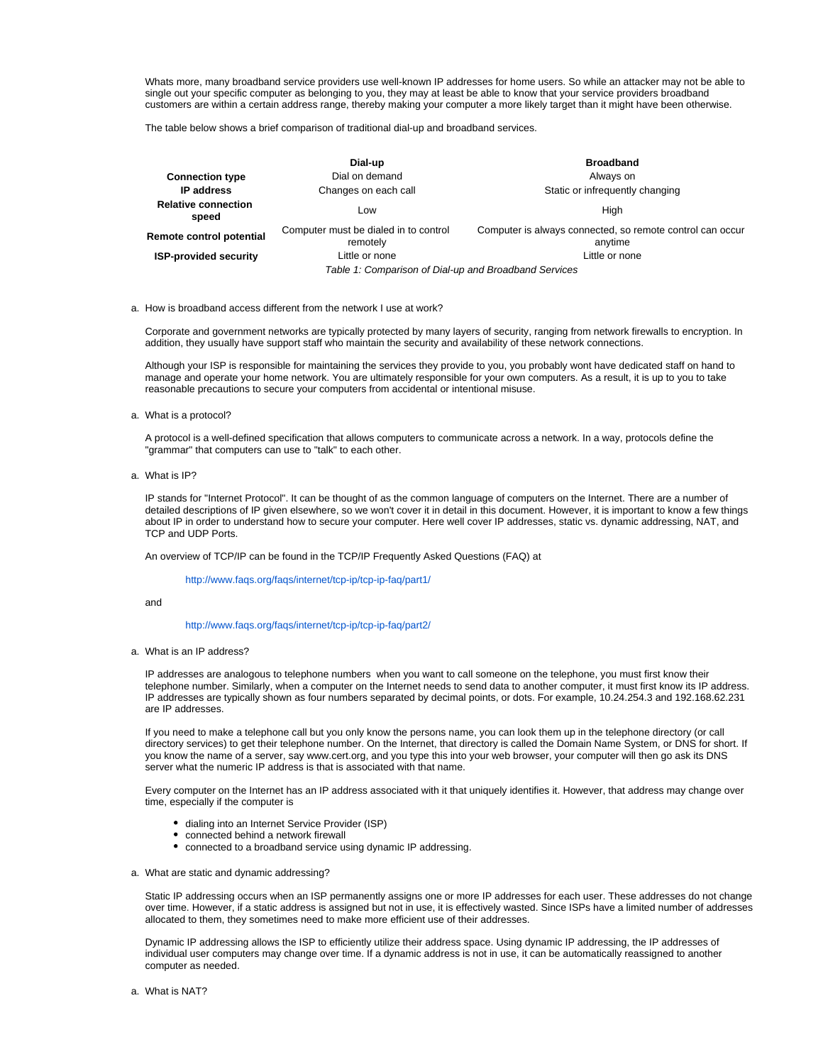Whats more, many broadband service providers use well-known IP addresses for home users. So while an attacker may not be able to single out your specific computer as belonging to you, they may at least be able to know that your service providers broadband customers are within a certain address range, thereby making your computer a more likely target than it might have been otherwise.

The table below shows a brief comparison of traditional dial-up and broadband services.

| | Dial-up | Broadband |
|---|---|---|
| **Connection type** | Dial on demand | Always on |
| **IP address** | Changes on each call | Static or infrequently changing |
| **Relative connection speed** | Low | High |
| **Remote control potential** | Computer must be dialed in to control remotely | Computer is always connected, so remote control can occur anytime |
| **ISP-provided security** | Little or none | Little or none |

*Table 1: Comparison of Dial-up and Broadband Services*

a. How is broadband access different from the network I use at work?

Corporate and government networks are typically protected by many layers of security, ranging from network firewalls to encryption. In addition, they usually have support staff who maintain the security and availability of these network connections.

Although your ISP is responsible for maintaining the services they provide to you, you probably wont have dedicated staff on hand to manage and operate your home network. You are ultimately responsible for your own computers. As a result, it is up to you to take reasonable precautions to secure your computers from accidental or intentional misuse.

a. What is a protocol?

A protocol is a well-defined specification that allows computers to communicate across a network. In a way, protocols define the "grammar" that computers can use to "talk" to each other.

a. What is IP?

IP stands for "Internet Protocol". It can be thought of as the common language of computers on the Internet. There are a number of detailed descriptions of IP given elsewhere, so we won't cover it in detail in this document. However, it is important to know a few things about IP in order to understand how to secure your computer. Here well cover IP addresses, static vs. dynamic addressing, NAT, and TCP and UDP Ports.

An overview of TCP/IP can be found in the TCP/IP Frequently Asked Questions (FAQ) at

http://www.faqs.org/faqs/internet/tcp-ip/tcp-ip-faq/part1/

and

http://www.faqs.org/faqs/internet/tcp-ip/tcp-ip-faq/part2/

a. What is an IP address?

IP addresses are analogous to telephone numbers  when you want to call someone on the telephone, you must first know their telephone number. Similarly, when a computer on the Internet needs to send data to another computer, it must first know its IP address. IP addresses are typically shown as four numbers separated by decimal points, or dots. For example, 10.24.254.3 and 192.168.62.231 are IP addresses.

If you need to make a telephone call but you only know the persons name, you can look them up in the telephone directory (or call directory services) to get their telephone number. On the Internet, that directory is called the Domain Name System, or DNS for short. If you know the name of a server, say www.cert.org, and you type this into your web browser, your computer will then go ask its DNS server what the numeric IP address is that is associated with that name.

Every computer on the Internet has an IP address associated with it that uniquely identifies it. However, that address may change over time, especially if the computer is

- dialing into an Internet Service Provider (ISP)
- connected behind a network firewall
- connected to a broadband service using dynamic IP addressing.

a. What are static and dynamic addressing?

Static IP addressing occurs when an ISP permanently assigns one or more IP addresses for each user. These addresses do not change over time. However, if a static address is assigned but not in use, it is effectively wasted. Since ISPs have a limited number of addresses allocated to them, they sometimes need to make more efficient use of their addresses.

Dynamic IP addressing allows the ISP to efficiently utilize their address space. Using dynamic IP addressing, the IP addresses of individual user computers may change over time. If a dynamic address is not in use, it can be automatically reassigned to another computer as needed.

a. What is NAT?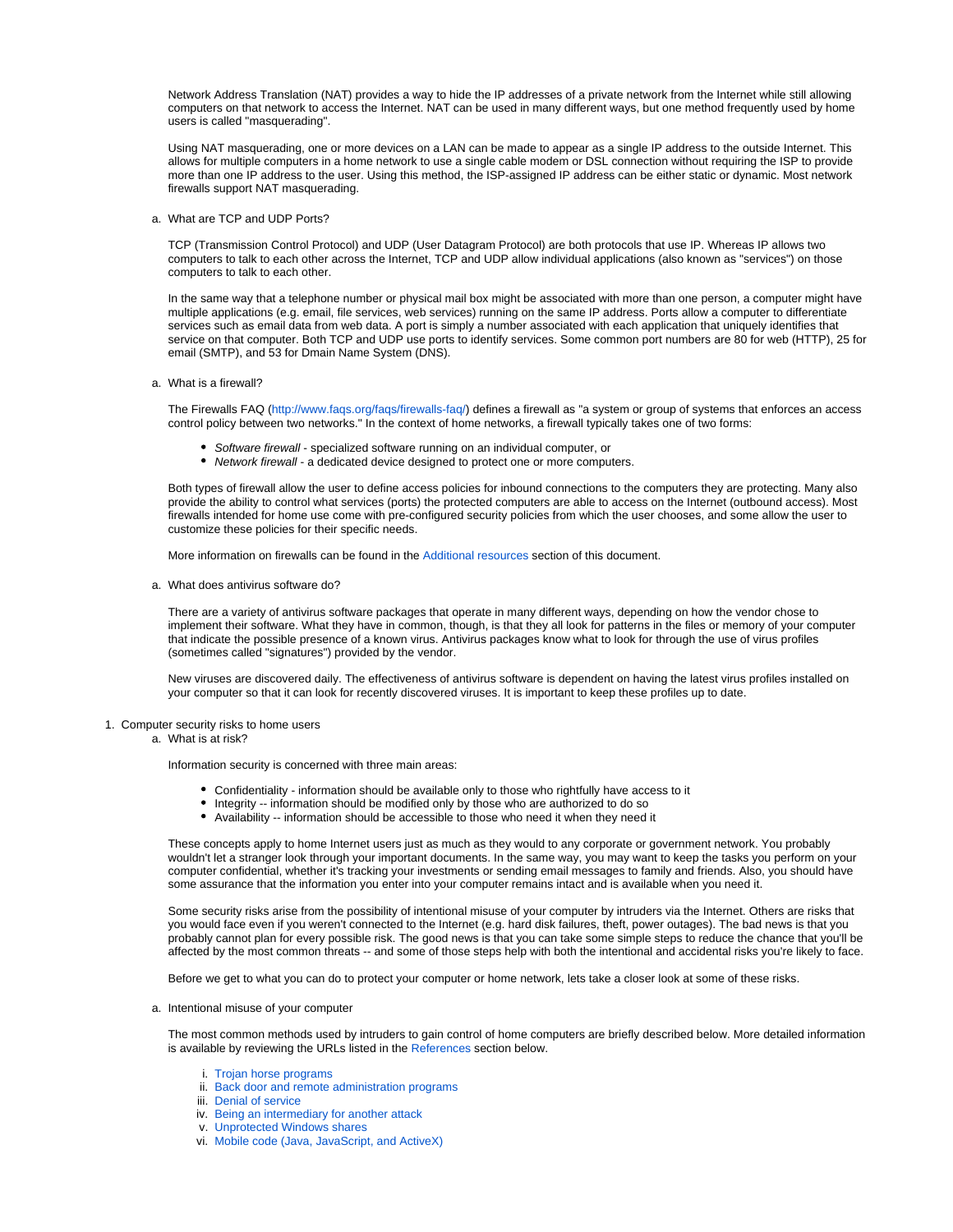Network Address Translation (NAT) provides a way to hide the IP addresses of a private network from the Internet while still allowing computers on that network to access the Internet. NAT can be used in many different ways, but one method frequently used by home users is called "masquerading".

Using NAT masquerading, one or more devices on a LAN can be made to appear as a single IP address to the outside Internet. This allows for multiple computers in a home network to use a single cable modem or DSL connection without requiring the ISP to provide more than one IP address to the user. Using this method, the ISP-assigned IP address can be either static or dynamic. Most network firewalls support NAT masquerading.

a. What are TCP and UDP Ports?

TCP (Transmission Control Protocol) and UDP (User Datagram Protocol) are both protocols that use IP. Whereas IP allows two computers to talk to each other across the Internet, TCP and UDP allow individual applications (also known as "services") on those computers to talk to each other.

In the same way that a telephone number or physical mail box might be associated with more than one person, a computer might have multiple applications (e.g. email, file services, web services) running on the same IP address. Ports allow a computer to differentiate services such as email data from web data. A port is simply a number associated with each application that uniquely identifies that service on that computer. Both TCP and UDP use ports to identify services. Some common port numbers are 80 for web (HTTP), 25 for email (SMTP), and 53 for Dmain Name System (DNS).

a. What is a firewall?

The Firewalls FAQ (http://www.faqs.org/faqs/firewalls-faq/) defines a firewall as "a system or group of systems that enforces an access control policy between two networks." In the context of home networks, a firewall typically takes one of two forms:

- *Software firewall* - specialized software running on an individual computer, or
- *Network firewall* - a dedicated device designed to protect one or more computers.

Both types of firewall allow the user to define access policies for inbound connections to the computers they are protecting. Many also provide the ability to control what services (ports) the protected computers are able to access on the Internet (outbound access). Most firewalls intended for home use come with pre-configured security policies from which the user chooses, and some allow the user to customize these policies for their specific needs.

More information on firewalls can be found in the Additional resources section of this document.

a. What does antivirus software do?

There are a variety of antivirus software packages that operate in many different ways, depending on how the vendor chose to implement their software. What they have in common, though, is that they all look for patterns in the files or memory of your computer that indicate the possible presence of a known virus. Antivirus packages know what to look for through the use of virus profiles (sometimes called "signatures") provided by the vendor.

New viruses are discovered daily. The effectiveness of antivirus software is dependent on having the latest virus profiles installed on your computer so that it can look for recently discovered viruses. It is important to keep these profiles up to date.

1. Computer security risks to home users
   a. What is at risk?

   Information security is concerned with three main areas:

   - Confidentiality - information should be available only to those who rightfully have access to it
   - Integrity -- information should be modified only by those who are authorized to do so
   - Availability -- information should be accessible to those who need it when they need it

   These concepts apply to home Internet users just as much as they would to any corporate or government network. You probably wouldn't let a stranger look through your important documents. In the same way, you may want to keep the tasks you perform on your computer confidential, whether it's tracking your investments or sending email messages to family and friends. Also, you should have some assurance that the information you enter into your computer remains intact and is available when you need it.

   Some security risks arise from the possibility of intentional misuse of your computer by intruders via the Internet. Others are risks that you would face even if you weren't connected to the Internet (e.g. hard disk failures, theft, power outages). The bad news is that you probably cannot plan for every possible risk. The good news is that you can take some simple steps to reduce the chance that you'll be affected by the most common threats -- and some of those steps help with both the intentional and accidental risks you're likely to face.

   Before we get to what you can do to protect your computer or home network, lets take a closer look at some of these risks.

   a. Intentional misuse of your computer

   The most common methods used by intruders to gain control of home computers are briefly described below. More detailed information is available by reviewing the URLs listed in the References section below.

   i. Trojan horse programs
   ii. Back door and remote administration programs
   iii. Denial of service
   iv. Being an intermediary for another attack
   v. Unprotected Windows shares
   vi. Mobile code (Java, JavaScript, and ActiveX)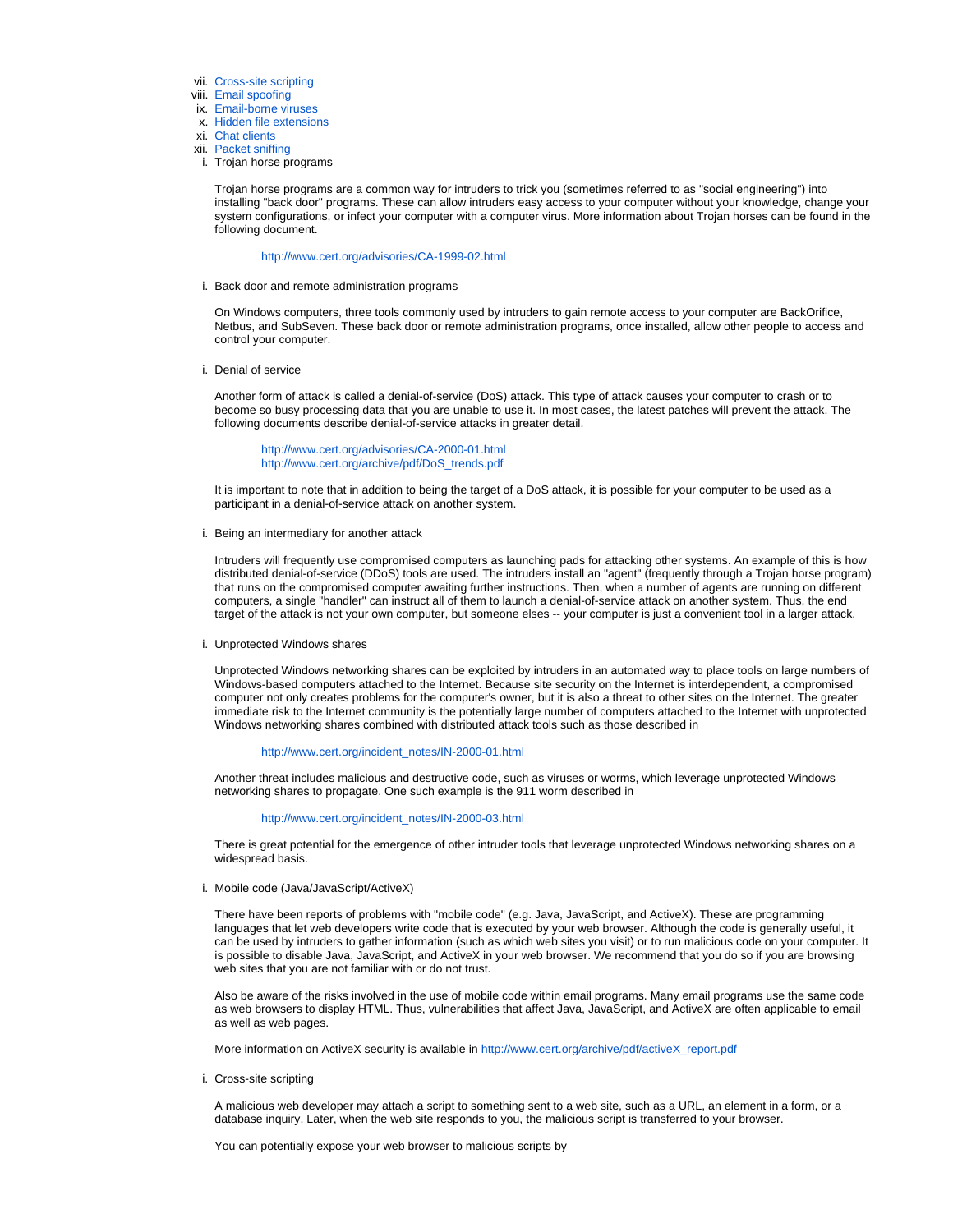vii. Cross-site scripting
viii. Email spoofing
ix. Email-borne viruses
x. Hidden file extensions
xi. Chat clients
xii. Packet sniffing

i. Trojan horse programs

Trojan horse programs are a common way for intruders to trick you (sometimes referred to as "social engineering") into installing "back door" programs. These can allow intruders easy access to your computer without your knowledge, change your system configurations, or infect your computer with a computer virus. More information about Trojan horses can be found in the following document.

> http://www.cert.org/advisories/CA-1999-02.html

i. Back door and remote administration programs

On Windows computers, three tools commonly used by intruders to gain remote access to your computer are BackOrifice, Netbus, and SubSeven. These back door or remote administration programs, once installed, allow other people to access and control your computer.

i. Denial of service

Another form of attack is called a denial-of-service (DoS) attack. This type of attack causes your computer to crash or to become so busy processing data that you are unable to use it. In most cases, the latest patches will prevent the attack. The following documents describe denial-of-service attacks in greater detail.

> http://www.cert.org/advisories/CA-2000-01.html
> http://www.cert.org/archive/pdf/DoS_trends.pdf

It is important to note that in addition to being the target of a DoS attack, it is possible for your computer to be used as a participant in a denial-of-service attack on another system.

i. Being an intermediary for another attack

Intruders will frequently use compromised computers as launching pads for attacking other systems. An example of this is how distributed denial-of-service (DDoS) tools are used. The intruders install an "agent" (frequently through a Trojan horse program) that runs on the compromised computer awaiting further instructions. Then, when a number of agents are running on different computers, a single "handler" can instruct all of them to launch a denial-of-service attack on another system. Thus, the end target of the attack is not your own computer, but someone elses -- your computer is just a convenient tool in a larger attack.

i. Unprotected Windows shares

Unprotected Windows networking shares can be exploited by intruders in an automated way to place tools on large numbers of Windows-based computers attached to the Internet. Because site security on the Internet is interdependent, a compromised computer not only creates problems for the computer's owner, but it is also a threat to other sites on the Internet. The greater immediate risk to the Internet community is the potentially large number of computers attached to the Internet with unprotected Windows networking shares combined with distributed attack tools such as those described in

> http://www.cert.org/incident_notes/IN-2000-01.html

Another threat includes malicious and destructive code, such as viruses or worms, which leverage unprotected Windows networking shares to propagate. One such example is the 911 worm described in

> http://www.cert.org/incident_notes/IN-2000-03.html

There is great potential for the emergence of other intruder tools that leverage unprotected Windows networking shares on a widespread basis.

i. Mobile code (Java/JavaScript/ActiveX)

There have been reports of problems with "mobile code" (e.g. Java, JavaScript, and ActiveX). These are programming languages that let web developers write code that is executed by your web browser. Although the code is generally useful, it can be used by intruders to gather information (such as which web sites you visit) or to run malicious code on your computer. It is possible to disable Java, JavaScript, and ActiveX in your web browser. We recommend that you do so if you are browsing web sites that you are not familiar with or do not trust.

Also be aware of the risks involved in the use of mobile code within email programs. Many email programs use the same code as web browsers to display HTML. Thus, vulnerabilities that affect Java, JavaScript, and ActiveX are often applicable to email as well as web pages.

More information on ActiveX security is available in http://www.cert.org/archive/pdf/activeX_report.pdf

i. Cross-site scripting

A malicious web developer may attach a script to something sent to a web site, such as a URL, an element in a form, or a database inquiry. Later, when the web site responds to you, the malicious script is transferred to your browser.

You can potentially expose your web browser to malicious scripts by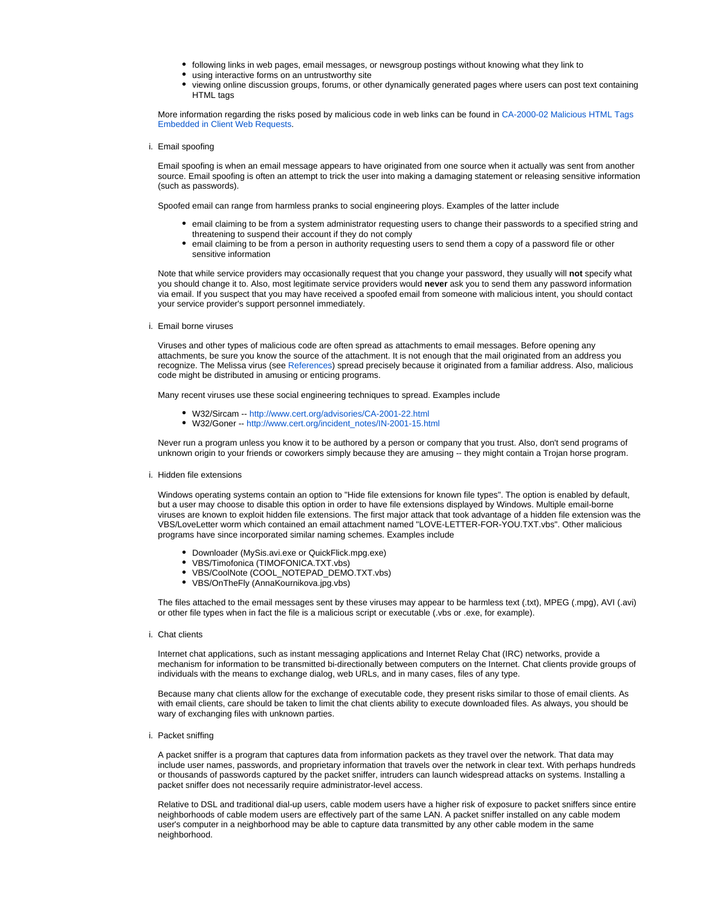- following links in web pages, email messages, or newsgroup postings without knowing what they link to
- using interactive forms on an untrustworthy site
- viewing online discussion groups, forums, or other dynamically generated pages where users can post text containing HTML tags

More information regarding the risks posed by malicious code in web links can be found in CA-2000-02 Malicious HTML Tags Embedded in Client Web Requests.

i. Email spoofing

Email spoofing is when an email message appears to have originated from one source when it actually was sent from another source. Email spoofing is often an attempt to trick the user into making a damaging statement or releasing sensitive information (such as passwords).

Spoofed email can range from harmless pranks to social engineering ploys. Examples of the latter include

- email claiming to be from a system administrator requesting users to change their passwords to a specified string and threatening to suspend their account if they do not comply
- email claiming to be from a person in authority requesting users to send them a copy of a password file or other sensitive information

Note that while service providers may occasionally request that you change your password, they usually will **not** specify what you should change it to. Also, most legitimate service providers would **never** ask you to send them any password information via email. If you suspect that you may have received a spoofed email from someone with malicious intent, you should contact your service provider's support personnel immediately.

i. Email borne viruses

Viruses and other types of malicious code are often spread as attachments to email messages. Before opening any attachments, be sure you know the source of the attachment. It is not enough that the mail originated from an address you recognize. The Melissa virus (see References) spread precisely because it originated from a familiar address. Also, malicious code might be distributed in amusing or enticing programs.

Many recent viruses use these social engineering techniques to spread. Examples include

- W32/Sircam -- http://www.cert.org/advisories/CA-2001-22.html
- W32/Goner -- http://www.cert.org/incident_notes/IN-2001-15.html

Never run a program unless you know it to be authored by a person or company that you trust. Also, don't send programs of unknown origin to your friends or coworkers simply because they are amusing -- they might contain a Trojan horse program.

i. Hidden file extensions

Windows operating systems contain an option to "Hide file extensions for known file types". The option is enabled by default, but a user may choose to disable this option in order to have file extensions displayed by Windows. Multiple email-borne viruses are known to exploit hidden file extensions. The first major attack that took advantage of a hidden file extension was the VBS/LoveLetter worm which contained an email attachment named "LOVE-LETTER-FOR-YOU.TXT.vbs". Other malicious programs have since incorporated similar naming schemes. Examples include

- Downloader (MySis.avi.exe or QuickFlick.mpg.exe)
- VBS/Timofonica (TIMOFONICA.TXT.vbs)
- VBS/CoolNote (COOL_NOTEPAD_DEMO.TXT.vbs)
- VBS/OnTheFly (AnnaKournikova.jpg.vbs)

The files attached to the email messages sent by these viruses may appear to be harmless text (.txt), MPEG (.mpg), AVI (.avi) or other file types when in fact the file is a malicious script or executable (.vbs or .exe, for example).

i. Chat clients

Internet chat applications, such as instant messaging applications and Internet Relay Chat (IRC) networks, provide a mechanism for information to be transmitted bi-directionally between computers on the Internet. Chat clients provide groups of individuals with the means to exchange dialog, web URLs, and in many cases, files of any type.

Because many chat clients allow for the exchange of executable code, they present risks similar to those of email clients. As with email clients, care should be taken to limit the chat clients ability to execute downloaded files. As always, you should be wary of exchanging files with unknown parties.

i. Packet sniffing

A packet sniffer is a program that captures data from information packets as they travel over the network. That data may include user names, passwords, and proprietary information that travels over the network in clear text. With perhaps hundreds or thousands of passwords captured by the packet sniffer, intruders can launch widespread attacks on systems. Installing a packet sniffer does not necessarily require administrator-level access.

Relative to DSL and traditional dial-up users, cable modem users have a higher risk of exposure to packet sniffers since entire neighborhoods of cable modem users are effectively part of the same LAN. A packet sniffer installed on any cable modem user's computer in a neighborhood may be able to capture data transmitted by any other cable modem in the same neighborhood.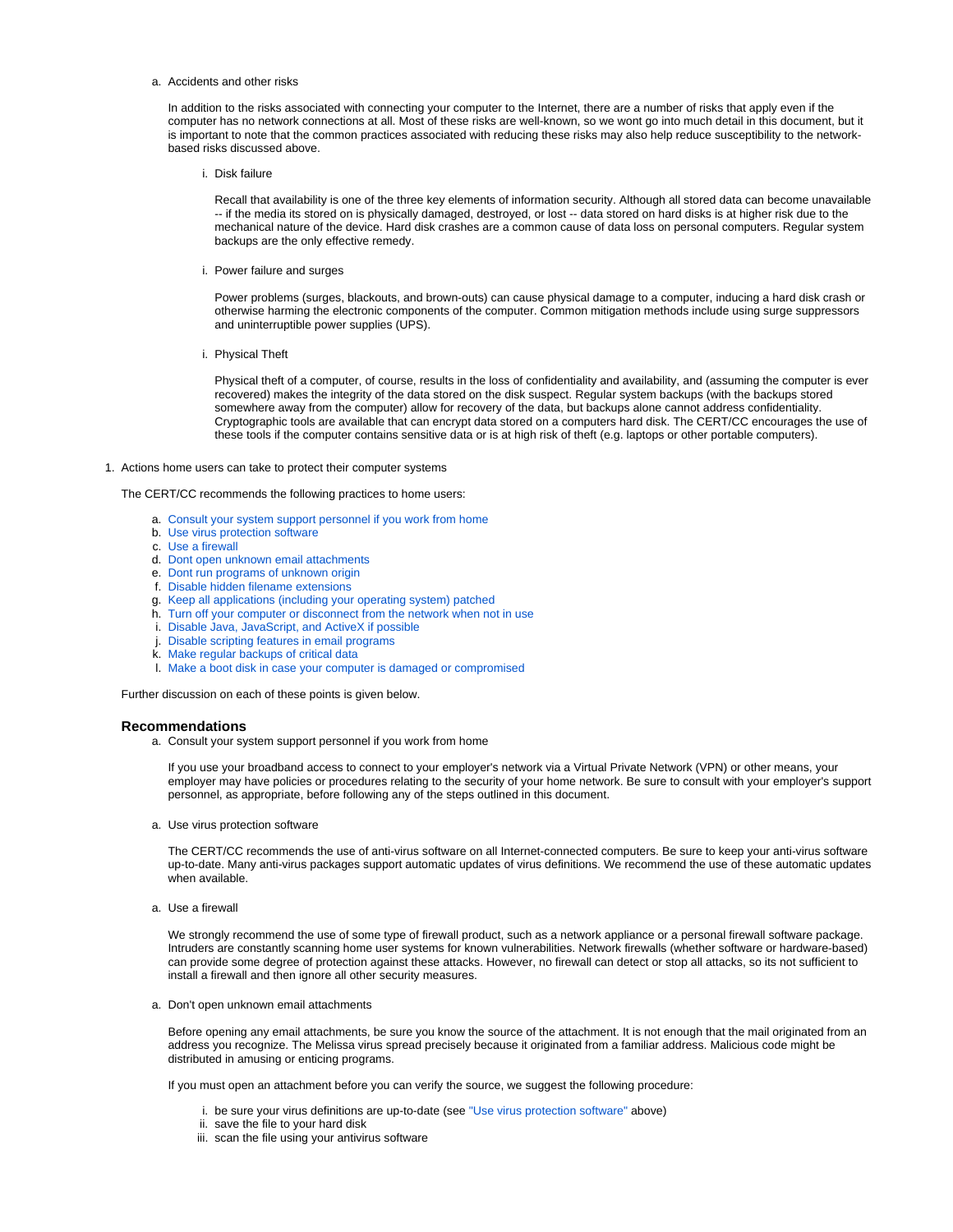a. Accidents and other risks

   In addition to the risks associated with connecting your computer to the Internet, there are a number of risks that apply even if the computer has no network connections at all. Most of these risks are well-known, so we wont go into much detail in this document, but it is important to note that the common practices associated with reducing these risks may also help reduce susceptibility to the network-based risks discussed above.

   i. Disk failure

      Recall that availability is one of the three key elements of information security. Although all stored data can become unavailable -- if the media its stored on is physically damaged, destroyed, or lost -- data stored on hard disks is at higher risk due to the mechanical nature of the device. Hard disk crashes are a common cause of data loss on personal computers. Regular system backups are the only effective remedy.

   i. Power failure and surges

      Power problems (surges, blackouts, and brown-outs) can cause physical damage to a computer, inducing a hard disk crash or otherwise harming the electronic components of the computer. Common mitigation methods include using surge suppressors and uninterruptible power supplies (UPS).

   i. Physical Theft

      Physical theft of a computer, of course, results in the loss of confidentiality and availability, and (assuming the computer is ever recovered) makes the integrity of the data stored on the disk suspect. Regular system backups (with the backups stored somewhere away from the computer) allow for recovery of the data, but backups alone cannot address confidentiality. Cryptographic tools are available that can encrypt data stored on a computers hard disk. The CERT/CC encourages the use of these tools if the computer contains sensitive data or is at high risk of theft (e.g. laptops or other portable computers).

1. Actions home users can take to protect their computer systems

   The CERT/CC recommends the following practices to home users:

   a. Consult your system support personnel if you work from home
   b. Use virus protection software
   c. Use a firewall
   d. Dont open unknown email attachments
   e. Dont run programs of unknown origin
   f. Disable hidden filename extensions
   g. Keep all applications (including your operating system) patched
   h. Turn off your computer or disconnect from the network when not in use
   i. Disable Java, JavaScript, and ActiveX if possible
   j. Disable scripting features in email programs
   k. Make regular backups of critical data
   l. Make a boot disk in case your computer is damaged or compromised

   Further discussion on each of these points is given below.

### Recommendations

a. Consult your system support personnel if you work from home

   If you use your broadband access to connect to your employer's network via a Virtual Private Network (VPN) or other means, your employer may have policies or procedures relating to the security of your home network. Be sure to consult with your employer's support personnel, as appropriate, before following any of the steps outlined in this document.

a. Use virus protection software

   The CERT/CC recommends the use of anti-virus software on all Internet-connected computers. Be sure to keep your anti-virus software up-to-date. Many anti-virus packages support automatic updates of virus definitions. We recommend the use of these automatic updates when available.

a. Use a firewall

   We strongly recommend the use of some type of firewall product, such as a network appliance or a personal firewall software package. Intruders are constantly scanning home user systems for known vulnerabilities. Network firewalls (whether software or hardware-based) can provide some degree of protection against these attacks. However, no firewall can detect or stop all attacks, so its not sufficient to install a firewall and then ignore all other security measures.

a. Don't open unknown email attachments

   Before opening any email attachments, be sure you know the source of the attachment. It is not enough that the mail originated from an address you recognize. The Melissa virus spread precisely because it originated from a familiar address. Malicious code might be distributed in amusing or enticing programs.

   If you must open an attachment before you can verify the source, we suggest the following procedure:

   i. be sure your virus definitions are up-to-date (see "Use virus protection software" above)
   ii. save the file to your hard disk
   iii. scan the file using your antivirus software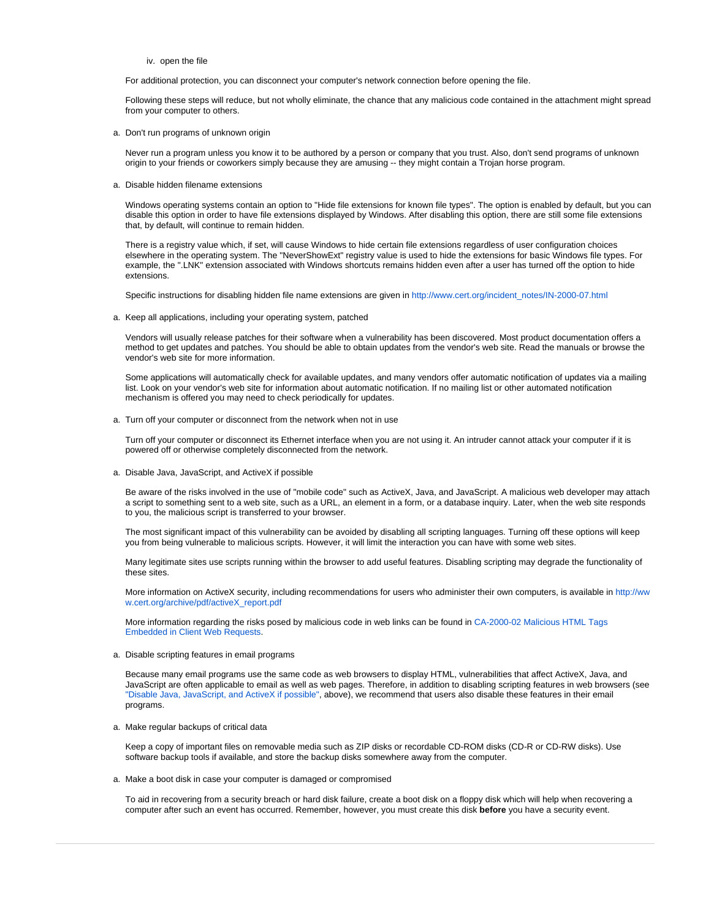iv. open the file

For additional protection, you can disconnect your computer's network connection before opening the file.

Following these steps will reduce, but not wholly eliminate, the chance that any malicious code contained in the attachment might spread from your computer to others.

a. Don't run programs of unknown origin

Never run a program unless you know it to be authored by a person or company that you trust. Also, don't send programs of unknown origin to your friends or coworkers simply because they are amusing -- they might contain a Trojan horse program.

a. Disable hidden filename extensions

Windows operating systems contain an option to "Hide file extensions for known file types". The option is enabled by default, but you can disable this option in order to have file extensions displayed by Windows. After disabling this option, there are still some file extensions that, by default, will continue to remain hidden.

There is a registry value which, if set, will cause Windows to hide certain file extensions regardless of user configuration choices elsewhere in the operating system. The "NeverShowExt" registry value is used to hide the extensions for basic Windows file types. For example, the ".LNK" extension associated with Windows shortcuts remains hidden even after a user has turned off the option to hide extensions.

Specific instructions for disabling hidden file name extensions are given in http://www.cert.org/incident_notes/IN-2000-07.html

a. Keep all applications, including your operating system, patched

Vendors will usually release patches for their software when a vulnerability has been discovered. Most product documentation offers a method to get updates and patches. You should be able to obtain updates from the vendor's web site. Read the manuals or browse the vendor's web site for more information.

Some applications will automatically check for available updates, and many vendors offer automatic notification of updates via a mailing list. Look on your vendor's web site for information about automatic notification. If no mailing list or other automated notification mechanism is offered you may need to check periodically for updates.

a. Turn off your computer or disconnect from the network when not in use

Turn off your computer or disconnect its Ethernet interface when you are not using it. An intruder cannot attack your computer if it is powered off or otherwise completely disconnected from the network.

a. Disable Java, JavaScript, and ActiveX if possible

Be aware of the risks involved in the use of "mobile code" such as ActiveX, Java, and JavaScript. A malicious web developer may attach a script to something sent to a web site, such as a URL, an element in a form, or a database inquiry. Later, when the web site responds to you, the malicious script is transferred to your browser.

The most significant impact of this vulnerability can be avoided by disabling all scripting languages. Turning off these options will keep you from being vulnerable to malicious scripts. However, it will limit the interaction you can have with some web sites.

Many legitimate sites use scripts running within the browser to add useful features. Disabling scripting may degrade the functionality of these sites.

More information on ActiveX security, including recommendations for users who administer their own computers, is available in http://www.cert.org/archive/pdf/activeX_report.pdf

More information regarding the risks posed by malicious code in web links can be found in CA-2000-02 Malicious HTML Tags Embedded in Client Web Requests.

a. Disable scripting features in email programs

Because many email programs use the same code as web browsers to display HTML, vulnerabilities that affect ActiveX, Java, and JavaScript are often applicable to email as well as web pages. Therefore, in addition to disabling scripting features in web browsers (see "Disable Java, JavaScript, and ActiveX if possible", above), we recommend that users also disable these features in their email programs.

a. Make regular backups of critical data

Keep a copy of important files on removable media such as ZIP disks or recordable CD-ROM disks (CD-R or CD-RW disks). Use software backup tools if available, and store the backup disks somewhere away from the computer.

a. Make a boot disk in case your computer is damaged or compromised

To aid in recovering from a security breach or hard disk failure, create a boot disk on a floppy disk which will help when recovering a computer after such an event has occurred. Remember, however, you must create this disk **before** you have a security event.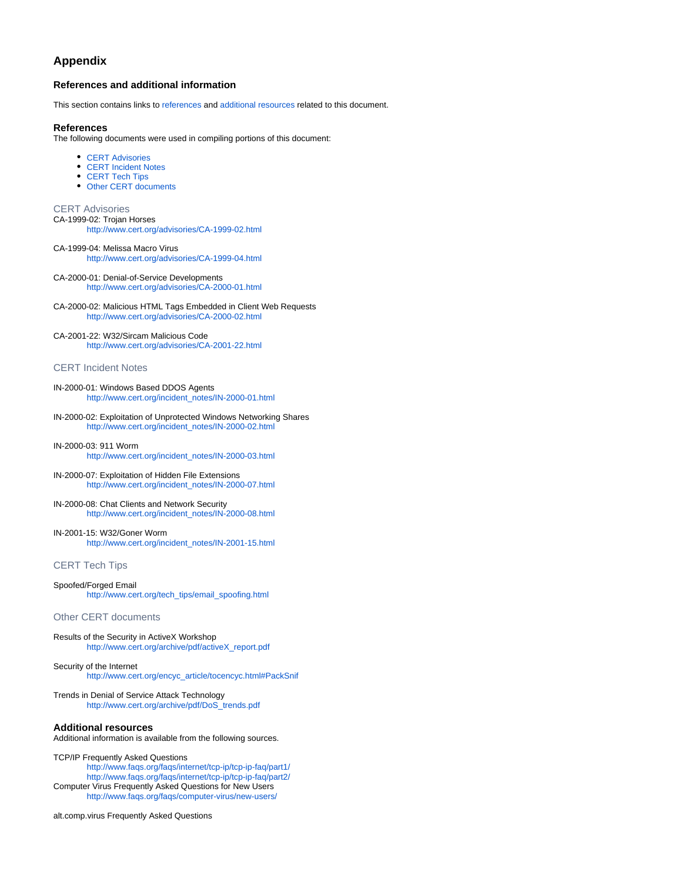# Appendix

## References and additional information

This section contains links to references and additional resources related to this document.

### References

The following documents were used in compiling portions of this document:

- CERT Advisories
- CERT Incident Notes
- CERT Tech Tips
- Other CERT documents

#### CERT Advisories

CA-1999-02: Trojan Horses
   http://www.cert.org/advisories/CA-1999-02.html

CA-1999-04: Melissa Macro Virus
   http://www.cert.org/advisories/CA-1999-04.html

CA-2000-01: Denial-of-Service Developments
   http://www.cert.org/advisories/CA-2000-01.html

CA-2000-02: Malicious HTML Tags Embedded in Client Web Requests
   http://www.cert.org/advisories/CA-2000-02.html

CA-2001-22: W32/Sircam Malicious Code
   http://www.cert.org/advisories/CA-2001-22.html

#### CERT Incident Notes

IN-2000-01: Windows Based DDOS Agents
   http://www.cert.org/incident_notes/IN-2000-01.html

IN-2000-02: Exploitation of Unprotected Windows Networking Shares
   http://www.cert.org/incident_notes/IN-2000-02.html

IN-2000-03: 911 Worm
   http://www.cert.org/incident_notes/IN-2000-03.html

IN-2000-07: Exploitation of Hidden File Extensions
   http://www.cert.org/incident_notes/IN-2000-07.html

IN-2000-08: Chat Clients and Network Security
   http://www.cert.org/incident_notes/IN-2000-08.html

IN-2001-15: W32/Goner Worm
   http://www.cert.org/incident_notes/IN-2001-15.html

#### CERT Tech Tips

Spoofed/Forged Email
   http://www.cert.org/tech_tips/email_spoofing.html

#### Other CERT documents

Results of the Security in ActiveX Workshop
   http://www.cert.org/archive/pdf/activeX_report.pdf

Security of the Internet
   http://www.cert.org/encyc_article/tocencyc.html#PackSnif

Trends in Denial of Service Attack Technology
   http://www.cert.org/archive/pdf/DoS_trends.pdf

### Additional resources

Additional information is available from the following sources.

TCP/IP Frequently Asked Questions
   http://www.faqs.org/faqs/internet/tcp-ip/tcp-ip-faq/part1/
   http://www.faqs.org/faqs/internet/tcp-ip/tcp-ip-faq/part2/

Computer Virus Frequently Asked Questions for New Users
   http://www.faqs.org/faqs/computer-virus/new-users/

alt.comp.virus Frequently Asked Questions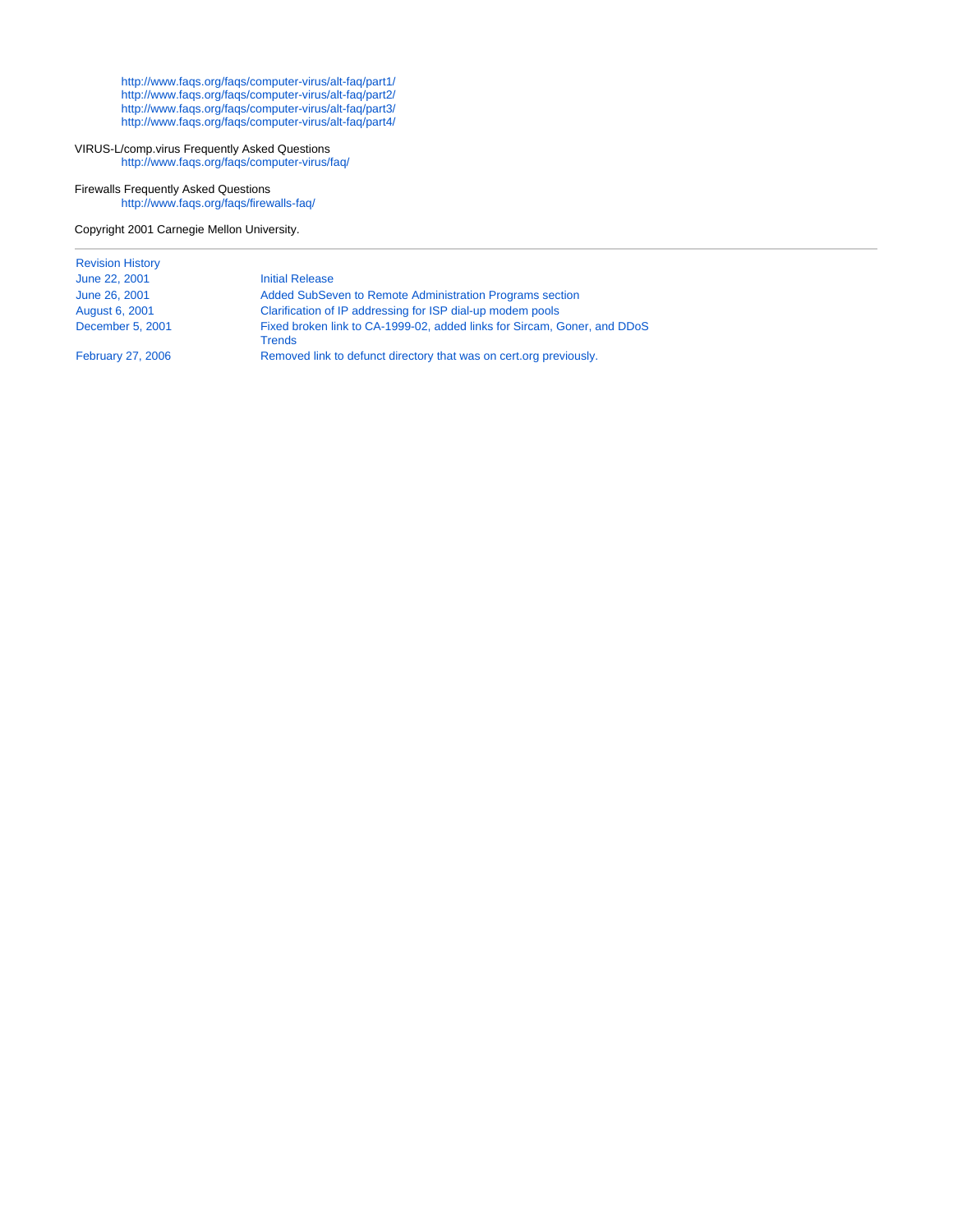http://www.faqs.org/faqs/computer-virus/alt-faq/part1/
http://www.faqs.org/faqs/computer-virus/alt-faq/part2/
http://www.faqs.org/faqs/computer-virus/alt-faq/part3/
http://www.faqs.org/faqs/computer-virus/alt-faq/part4/

VIRUS-L/comp.virus Frequently Asked Questions
http://www.faqs.org/faqs/computer-virus/faq/

Firewalls Frequently Asked Questions
http://www.faqs.org/faqs/firewalls-faq/

Copyright 2001 Carnegie Mellon University.

---

| Revision History | |
|---|---|
| June 22, 2001 | Initial Release |
| June 26, 2001 | Added SubSeven to Remote Administration Programs section |
| August 6, 2001 | Clarification of IP addressing for ISP dial-up modem pools |
| December 5, 2001 | Fixed broken link to CA-1999-02, added links for Sircam, Goner, and DDoS Trends |
| February 27, 2006 | Removed link to defunct directory that was on cert.org previously. |